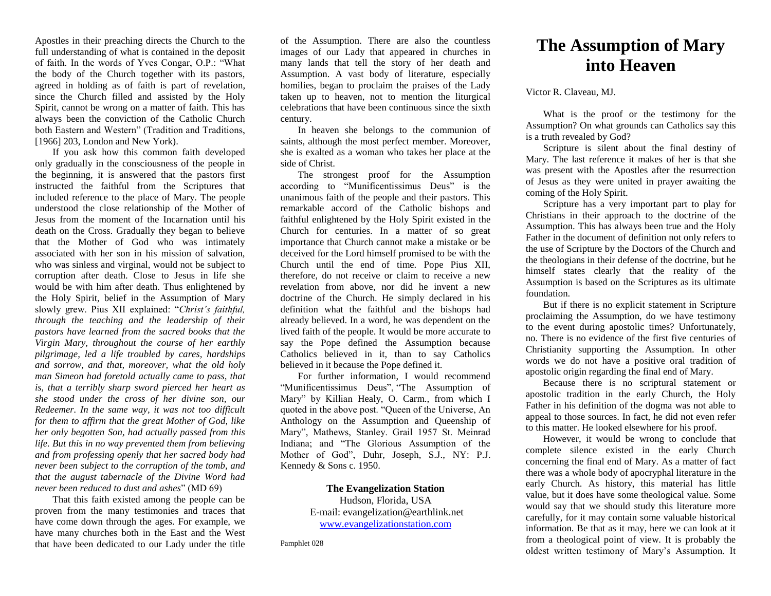# The Assumption of Mary into Heaven

Victor R. Claveau, MJ.

What is the proof or the testimony for the Assumption? On what grounds can Catholics say this is a truth revealed by God?

Scripture is silent about the final destiny of Mary. The last reference it makes of her is that she was present with the Apostles after the resurrection of Jesus as they were united in prayer awaiting the coming of the Holy Spirit.

Scripture has a very important part to play for Christians in their approach to the doctrine of the Assumption. This has always been true and the Holy Father in the document of definition not only refers to the use of Scripture by the Doctors of the Church and the theologians in their defense of the doctrine, but he himself states clearly that the reality of the Assumption is based on the Scriptures as its ultimate foundation.

But if there is no explicit statement in Scripture proclaiming the Assumption, do we have testimony to the event during apostolic times? Unfortunately, no. There is no evidence of the first five centuries of Christianity supporting the Assumption. In other words we do not have a positive oral tradition of apostolic origin regarding the final end of Mary.

Because there is no scriptural statement or apostolic tradition in the early Church, the Holy Father in his definition of the dogma was not able to appeal to those sources. In fact, he did not even refer to this matter. He looked elsewhere for his proof.

However, it would be wrong to conclude that complete silence existed in the early Church concerning the final end of Mary. As a matter of fact there was a whole body of apocryphal literature in the early Church. As history, this material has little value, but it does have some theological value. Some would say that we should study this literature more carefully, for it may contain some valuable historical information. Be that as it may, here we can look at it from a theological point of view. It is probably the oldest written testimony of Mary's Assumption. It

Apostles in their preaching directs the Church to the full understanding of what is contained in the deposit of faith. In the words of Yves Congar, O.P.: "What the body of the Church together with its pastors, agreed in holding as of faith is part of revelation, since the Church filled and assisted by the Holy Spirit, cannot be wrong on a matter of faith. This has always been the conviction of the Catholic Church both Eastern and Western" (Tradition and Traditions, [1966] 203, London and New York).

If you ask how this common faith developed only gradually in the consciousness of the people in the beginning, it is answered that the pastors first instructed the faithful from the Scriptures that included reference to the place of Mary. The people understood the close relationship of the Mother of Jesus from the moment of the Incarnation until his death on the Cross. Gradually they began to believe that the Mother of God who was intimately associated with her son in his mission of salvation, who was sinless and virginal, would not be subject to corruption after death. Close to Jesus in life she would be with him after death. Thus enlightened by the Holy Spirit, belief in the Assumption of Mary slowly grew. Pius XII explained: "*Christ's faithful, through the teaching and the leadership of their pastors have learned from the sacred books that the Virgin Mary, throughout the course of her earthly pilgrimage, led a life troubled by cares, hardships and sorrow, and that, moreover, what the old holy man Simeon had foretold actually came to pass, that is, that a terribly sharp sword pierced her heart as she stood under the cross of her divine son, our Redeemer. In the same way, it was not too difficult for them to affirm that the great Mother of God, like her only begotten Son, had actually passed from this life. But this in no way prevented them from believing and from professing openly that her sacred body had never been subject to the corruption of the tomb, and that the august tabernacle of the Divine Word had never been reduced to dust and ashes*" (MD 69)

That this faith existed among the people can be proven from the many testimonies and traces that have come down through the ages. For example, we have many churches both in the East and the West that have been dedicated to our Lady under the title of the Assumption. There are also the countless images of our Lady that appeared in churches in many lands that tell the story of her death and Assumption. A vast body of literature, especially homilies, began to proclaim the praises of the Lady taken up to heaven, not to mention the liturgical celebrations that have been continuous since the sixth century.

In heaven she belongs to the communion of saints, although the most perfect member. Moreover, she is exalted as a woman who takes her place at the side of Christ.

The strongest proof for the Assumption according to "Munificentissimus Deus" is the unanimous faith of the people and their pastors. This remarkable accord of the Catholic bishops and faithful enlightened by the Holy Spirit existed in the Church for centuries. In a matter of so great importance that Church cannot make a mistake or be deceived for the Lord himself promised to be with the Church until the end of time. Pope Pius XII, therefore, do not receive or claim to receive a new revelation from above, nor did he invent a new doctrine of the Church. He simply declared in his definition what the faithful and the bishops had already believed. In a word, he was dependent on the lived faith of the people. It would be more accurate to say the Pope defined the Assumption because Catholics believed in it, than to say Catholics believed in it because the Pope defined it.

For further information, I would recommend "Munificentissimus Deus", "The Assumption of Mary" by Killian Healy, O. Carm., from which I quoted in the above post. "Queen of the Universe, An Anthology on the Assumption and Queenship of Mary", Mathews, Stanley. Grail 1957 St. Meinrad Indiana; and "The Glorious Assumption of the Mother of God", Duhr, Joseph, S.J., NY: P.J. Kennedy & Sons c. 1950.

**The Evangelization Station**
Hudson, Florida, USA
E-mail: evangelization@earthlink.net
www.evangelizationstation.com

Pamphlet 028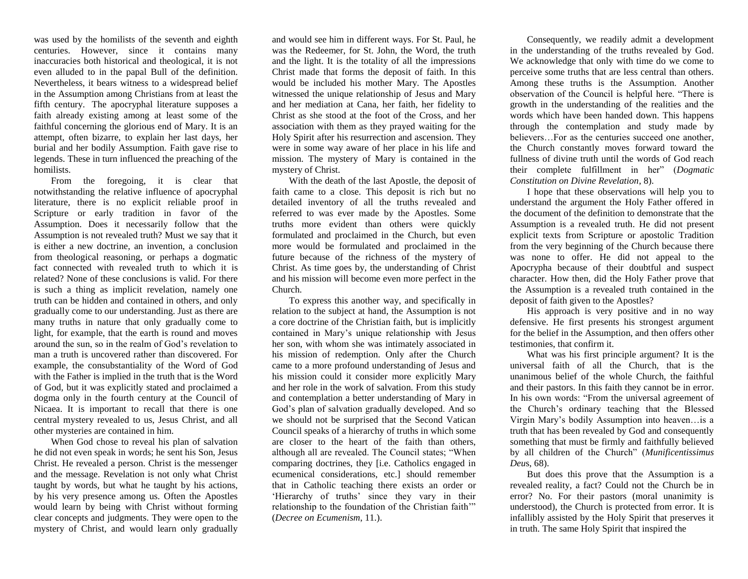was used by the homilists of the seventh and eighth centuries. However, since it contains many inaccuracies both historical and theological, it is not even alluded to in the papal Bull of the definition. Nevertheless, it bears witness to a widespread belief in the Assumption among Christians from at least the fifth century. The apocryphal literature supposes a faith already existing among at least some of the faithful concerning the glorious end of Mary. It is an attempt, often bizarre, to explain her last days, her burial and her bodily Assumption. Faith gave rise to legends. These in turn influenced the preaching of the homilists.

From the foregoing, it is clear that notwithstanding the relative influence of apocryphal literature, there is no explicit reliable proof in Scripture or early tradition in favor of the Assumption. Does it necessarily follow that the Assumption is not revealed truth? Must we say that it is either a new doctrine, an invention, a conclusion from theological reasoning, or perhaps a dogmatic fact connected with revealed truth to which it is related? None of these conclusions is valid. For there is such a thing as implicit revelation, namely one truth can be hidden and contained in others, and only gradually come to our understanding. Just as there are many truths in nature that only gradually come to light, for example, that the earth is round and moves around the sun, so in the realm of God's revelation to man a truth is uncovered rather than discovered. For example, the consubstantiality of the Word of God with the Father is implied in the truth that is the Word of God, but it was explicitly stated and proclaimed a dogma only in the fourth century at the Council of Nicaea. It is important to recall that there is one central mystery revealed to us, Jesus Christ, and all other mysteries are contained in him.

When God chose to reveal his plan of salvation he did not even speak in words; he sent his Son, Jesus Christ. He revealed a person. Christ is the messenger and the message. Revelation is not only what Christ taught by words, but what he taught by his actions, by his very presence among us. Often the Apostles would learn by being with Christ without forming clear concepts and judgments. They were open to the mystery of Christ, and would learn only gradually and would see him in different ways. For St. Paul, he was the Redeemer, for St. John, the Word, the truth and the light. It is the totality of all the impressions Christ made that forms the deposit of faith. In this would be included his mother Mary. The Apostles witnessed the unique relationship of Jesus and Mary and her mediation at Cana, her faith, her fidelity to Christ as she stood at the foot of the Cross, and her association with them as they prayed waiting for the Holy Spirit after his resurrection and ascension. They were in some way aware of her place in his life and mission. The mystery of Mary is contained in the mystery of Christ.

With the death of the last Apostle, the deposit of faith came to a close. This deposit is rich but no detailed inventory of all the truths revealed and referred to was ever made by the Apostles. Some truths more evident than others were quickly formulated and proclaimed in the Church, but even more would be formulated and proclaimed in the future because of the richness of the mystery of Christ. As time goes by, the understanding of Christ and his mission will become even more perfect in the Church.

To express this another way, and specifically in relation to the subject at hand, the Assumption is not a core doctrine of the Christian faith, but is implicitly contained in Mary's unique relationship with Jesus her son, with whom she was intimately associated in his mission of redemption. Only after the Church came to a more profound understanding of Jesus and his mission could it consider more explicitly Mary and her role in the work of salvation. From this study and contemplation a better understanding of Mary in God's plan of salvation gradually developed. And so we should not be surprised that the Second Vatican Council speaks of a hierarchy of truths in which some are closer to the heart of the faith than others, although all are revealed. The Council states; "When comparing doctrines, they [i.e. Catholics engaged in ecumenical considerations, etc.] should remember that in Catholic teaching there exists an order or 'Hierarchy of truths' since they vary in their relationship to the foundation of the Christian faith'" (*Decree on Ecumenism*, 11.).

Consequently, we readily admit a development in the understanding of the truths revealed by God. We acknowledge that only with time do we come to perceive some truths that are less central than others. Among these truths is the Assumption. Another observation of the Council is helpful here. "There is growth in the understanding of the realities and the words which have been handed down. This happens through the contemplation and study made by believers…For as the centuries succeed one another, the Church constantly moves forward toward the fullness of divine truth until the words of God reach their complete fulfillment in her" (*Dogmatic Constitution on Divine Revelation*, 8).

I hope that these observations will help you to understand the argument the Holy Father offered in the document of the definition to demonstrate that the Assumption is a revealed truth. He did not present explicit texts from Scripture or apostolic Tradition from the very beginning of the Church because there was none to offer. He did not appeal to the Apocrypha because of their doubtful and suspect character. How then, did the Holy Father prove that the Assumption is a revealed truth contained in the deposit of faith given to the Apostles?

His approach is very positive and in no way defensive. He first presents his strongest argument for the belief in the Assumption, and then offers other testimonies, that confirm it.

What was his first principle argument? It is the universal faith of all the Church, that is the unanimous belief of the whole Church, the faithful and their pastors. In this faith they cannot be in error. In his own words: "From the universal agreement of the Church's ordinary teaching that the Blessed Virgin Mary's bodily Assumption into heaven…is a truth that has been revealed by God and consequently something that must be firmly and faithfully believed by all children of the Church" (*Munificentissimus Deu*s, 68).

But does this prove that the Assumption is a revealed reality, a fact? Could not the Church be in error? No. For their pastors (moral unanimity is understood), the Church is protected from error. It is infallibly assisted by the Holy Spirit that preserves it in truth. The same Holy Spirit that inspired the